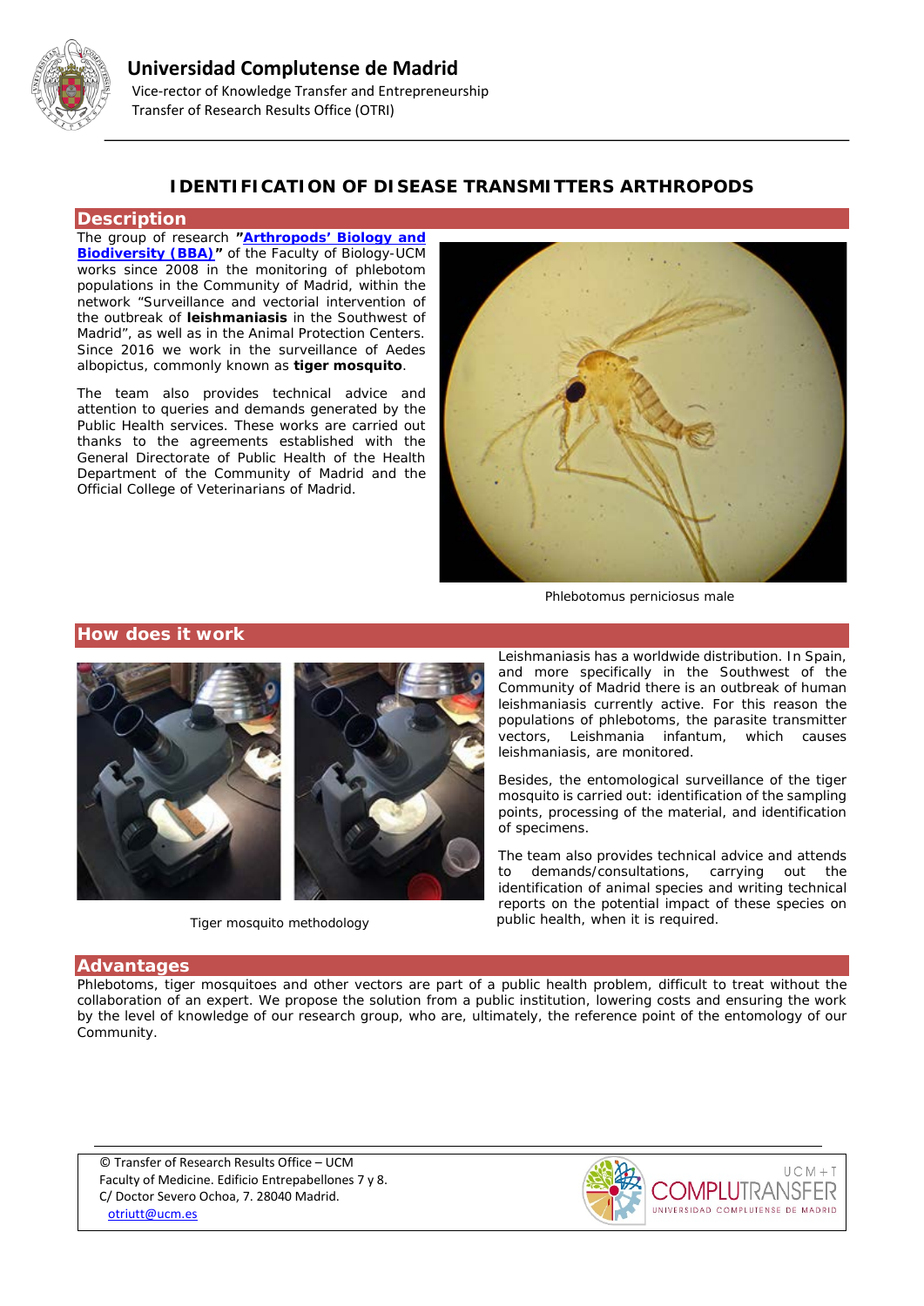# Universidad Complutense de Madrid

Vice-rector of Knowledge Transfer and Entrepreneurship

Transfer of Research Results Office (OTRI)

## IDENTIFICATION OF DISEASE TRANSMITTERS ARTHROPODS

### Description

The group of research **"Arthropods' Biology and Biodiversity (BBA)"** of the Faculty of Biology-UCM works since 2008 in the monitoring of phlebotom populations in the Community of Madrid, within the network "Surveillance and vectorial intervention of the outbreak of **leishmaniasis** in the Southwest of Madrid", as well as in the Animal Protection Centers. Since 2016 we work in the surveillance of Aedes albopictus, commonly known as **tiger mosquito**.

The team also provides technical advice and attention to queries and demands generated by the Public Health services. These works are carried out thanks to the agreements established with the General Directorate of Public Health of the Health Department of the Community of Madrid and the Official College of Veterinarians of Madrid.

Phlebotomus perniciosus male

### How does it work

Tiger mosquito methodology

Leishmaniasis has a worldwide distribution. In Spain, and more specifically in the Southwest of the Community of Madrid there is an outbreak of human leishmaniasis currently active. For this reason the populations of phlebotoms, the parasite transmitter vectors, Leishmania infantum, which causes leishmaniasis, are monitored.

Besides, the entomological surveillance of the tiger mosquito is carried out: identification of the sampling points, processing of the material, and identification of specimens.

The team also provides technical advice and attends to demands/consultations, carrying out the identification of animal species and writing technical reports on the potential impact of these species on public health, when it is required.

### Advantages

Phlebotoms, tiger mosquitoes and other vectors are part of a public health problem, difficult to treat without the collaboration of an expert. We propose the solution from a public institution, lowering costs and ensuring the work by the level of knowledge of our research group, who are, ultimately, the reference point of the entomology of our Community.

© Transfer of Research Results Office – UCM
Faculty of Medicine. Edificio Entrepabellones 7 y 8.
C/ Doctor Severo Ochoa, 7. 28040 Madrid.
otriutt@ucm.es

UCM+T COMPLUTRANSFER UNIVERSIDAD COMPLUTENSE DE MADRID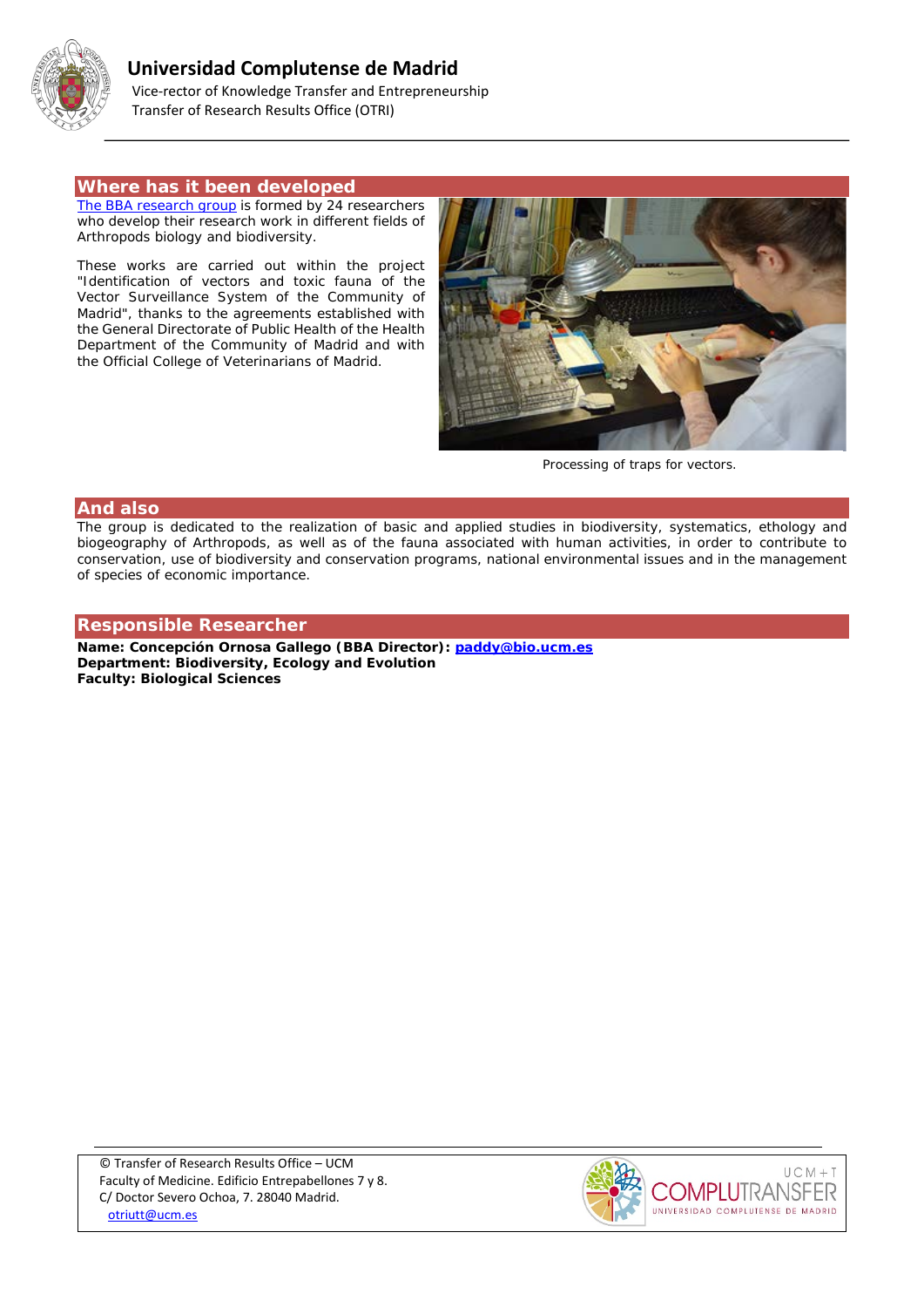## Where has it been developed

The BBA research group is formed by 24 researchers who develop their research work in different fields of Arthropods biology and biodiversity.

These works are carried out within the project "Identification of vectors and toxic fauna of the Vector Surveillance System of the Community of Madrid", thanks to the agreements established with the General Directorate of Public Health of the Health Department of the Community of Madrid and with the Official College of Veterinarians of Madrid.

Processing of traps for vectors.

## And also

The group is dedicated to the realization of basic and applied studies in biodiversity, systematics, ethology and biogeography of Arthropods, as well as of the fauna associated with human activities, in order to contribute to conservation, use of biodiversity and conservation programs, national environmental issues and in the management of species of economic importance.

## Responsible Researcher

**Name: Concepción Ornosa Gallego (BBA Director): paddy@bio.ucm.es**
**Department: Biodiversity, Ecology and Evolution**
**Faculty: Biological Sciences**